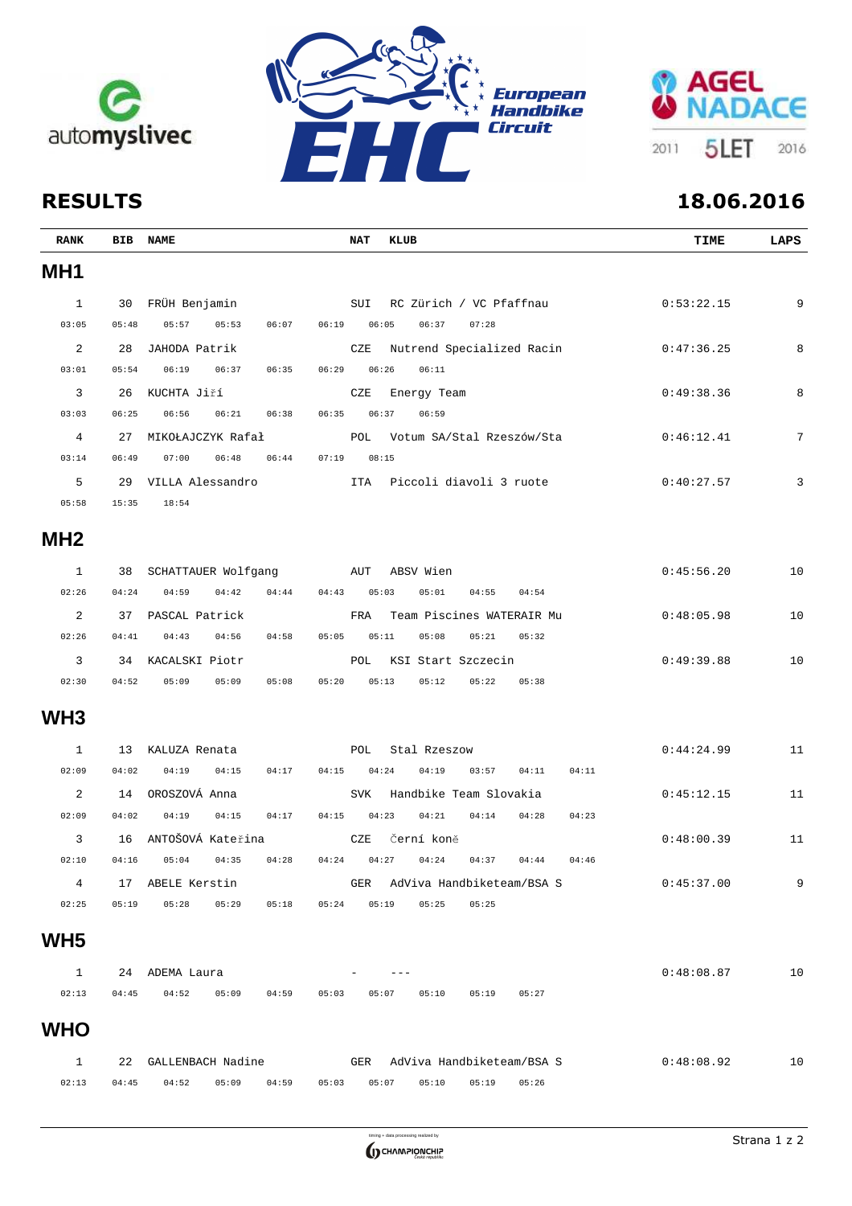automyslivec

European Handbike Circuit EHC

AGEL NADACE 2011 5LET 2016

# RESULTS

**18.06.2016**

| RANK | BIB | NAME | NAT | KLUB | TIME | LAPS |
|---|---|---|---|---|---|---|

## MH1

| RANK | BIB | NAME | NAT | KLUB | TIME | LAPS |
|---|---|---|---|---|---|---|
| 1 | 30 | FRÜH Benjamin | SUI | RC Zürich / VC Pfaffnau | 0:53:22.15 | 9 |
| 03:05 05:48 05:57 05:53 06:07 06:19 06:05 06:37 07:28 | | | | | | |
| 2 | 28 | JAHODA Patrik | CZE | Nutrend Specialized Racin | 0:47:36.25 | 8 |
| 03:01 05:54 06:19 06:37 06:35 06:29 06:26 06:11 | | | | | | |
| 3 | 26 | KUCHTA Jiří | CZE | Energy Team | 0:49:38.36 | 8 |
| 03:03 06:25 06:56 06:21 06:38 06:35 06:37 06:59 | | | | | | |
| 4 | 27 | MIKOŁAJCZYK Rafał | POL | Votum SA/Stal Rzeszów/Sta | 0:46:12.41 | 7 |
| 03:14 06:49 07:00 06:48 06:44 07:19 08:15 | | | | | | |
| 5 | 29 | VILLA Alessandro | ITA | Piccoli diavoli 3 ruote | 0:40:27.57 | 3 |
| 05:58 15:35 18:54 | | | | | | |

## MH2

| RANK | BIB | NAME | NAT | KLUB | TIME | LAPS |
|---|---|---|---|---|---|---|
| 1 | 38 | SCHATTAUER Wolfgang | AUT | ABSV Wien | 0:45:56.20 | 10 |
| 02:26 04:24 04:59 04:42 04:44 04:43 05:03 05:01 04:55 04:54 | | | | | | |
| 2 | 37 | PASCAL Patrick | FRA | Team Piscines WATERAIR Mu | 0:48:05.98 | 10 |
| 02:26 04:41 04:43 04:56 04:58 05:05 05:11 05:08 05:21 05:32 | | | | | | |
| 3 | 34 | KACALSKI Piotr | POL | KSI Start Szczecin | 0:49:39.88 | 10 |
| 02:30 04:52 05:09 05:09 05:08 05:20 05:13 05:12 05:22 05:38 | | | | | | |

## WH3

| RANK | BIB | NAME | NAT | KLUB | TIME | LAPS |
|---|---|---|---|---|---|---|
| 1 | 13 | KALUZA Renata | POL | Stal Rzeszow | 0:44:24.99 | 11 |
| 02:09 04:02 04:19 04:15 04:17 04:15 04:24 04:19 03:57 04:11 04:11 | | | | | | |
| 2 | 14 | OROSZOVÁ Anna | SVK | Handbike Team Slovakia | 0:45:12.15 | 11 |
| 02:09 04:02 04:19 04:15 04:17 04:15 04:23 04:21 04:14 04:28 04:23 | | | | | | |
| 3 | 16 | ANTOŠOVÁ Kateřina | CZE | černí koně | 0:48:00.39 | 11 |
| 02:10 04:16 05:04 04:35 04:28 04:24 04:27 04:24 04:37 04:44 04:46 | | | | | | |
| 4 | 17 | ABELE Kerstin | GER | AdViva Handbiketeam/BSA S | 0:45:37.00 | 9 |
| 02:25 05:19 05:28 05:29 05:18 05:24 05:19 05:25 05:25 | | | | | | |

## WH5

| RANK | BIB | NAME | NAT | KLUB | TIME | LAPS |
|---|---|---|---|---|---|---|
| 1 | 24 | ADEMA Laura | - | --- | 0:48:08.87 | 10 |
| 02:13 04:45 04:52 05:09 04:59 05:03 05:07 05:10 05:19 05:27 | | | | | | |

## WHO

| RANK | BIB | NAME | NAT | KLUB | TIME | LAPS |
|---|---|---|---|---|---|---|
| 1 | 22 | GALLENBACH Nadine | GER | AdViva Handbiketeam/BSA S | 0:48:08.92 | 10 |
| 02:13 04:45 04:52 05:09 04:59 05:03 05:07 05:10 05:19 05:26 | | | | | | |

timing + data processing realized by CHAMPIONCHIP Česká republika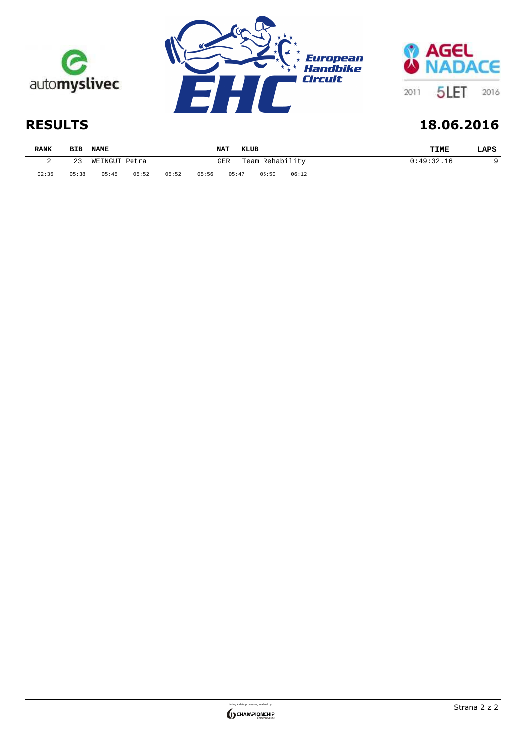# RESULTS

**18.06.2016**

| RANK | BIB | NAME | NAT | KLUB | TIME | LAPS |
|---|---|---|---|---|---|---|
| 2 | 23 | WEINGUT Petra | GER | Team Rehability | 0:49:32.16 | 9 |

02:35 05:38 05:45 05:52 05:52 05:56 05:47 05:50 06:12

timing + data processing realized by CHAMPIONCHIP Česká republika